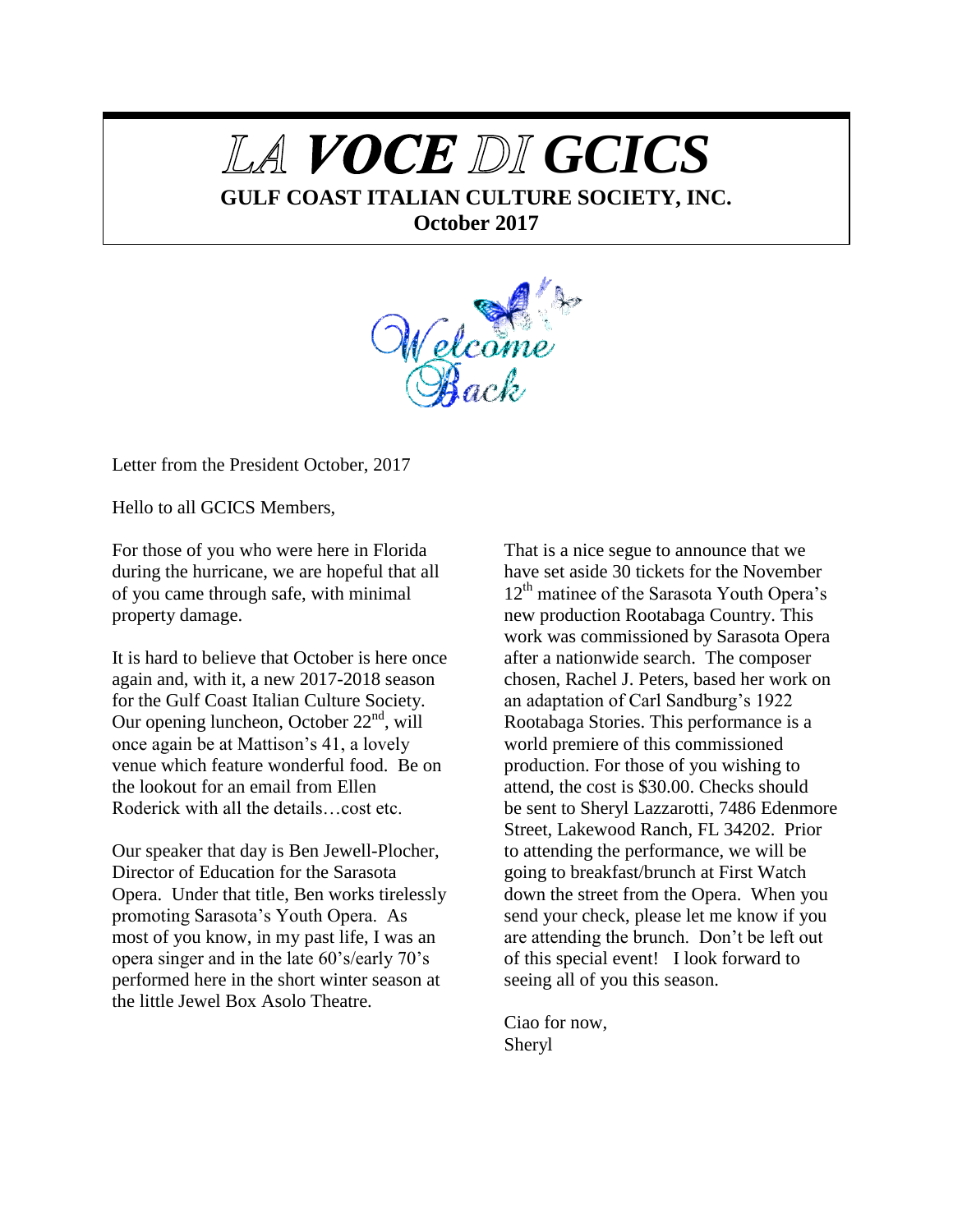# *LA VOCE DI GCICS*

**GULF COAST ITALIAN CULTURE SOCIETY, INC.**

**October 2017**

Welcome Back

Letter from the President October, 2017

Hello to all GCICS Members,

For those of you who were here in Florida during the hurricane, we are hopeful that all of you came through safe, with minimal property damage.

It is hard to believe that October is here once again and, with it, a new 2017-2018 season for the Gulf Coast Italian Culture Society. Our opening luncheon, October 22nd, will once again be at Mattison's 41, a lovely venue which feature wonderful food. Be on the lookout for an email from Ellen Roderick with all the details…cost etc.

Our speaker that day is Ben Jewell-Plocher, Director of Education for the Sarasota Opera. Under that title, Ben works tirelessly promoting Sarasota's Youth Opera. As most of you know, in my past life, I was an opera singer and in the late 60's/early 70's performed here in the short winter season at the little Jewel Box Asolo Theatre.

That is a nice segue to announce that we have set aside 30 tickets for the November 12th matinee of the Sarasota Youth Opera's new production Rootabaga Country. This work was commissioned by Sarasota Opera after a nationwide search. The composer chosen, Rachel J. Peters, based her work on an adaptation of Carl Sandburg's 1922 Rootabaga Stories. This performance is a world premiere of this commissioned production. For those of you wishing to attend, the cost is $30.00. Checks should be sent to Sheryl Lazzarotti, 7486 Edenmore Street, Lakewood Ranch, FL 34202. Prior to attending the performance, we will be going to breakfast/brunch at First Watch down the street from the Opera. When you send your check, please let me know if you are attending the brunch. Don't be left out of this special event! I look forward to seeing all of you this season.

Ciao for now,
Sheryl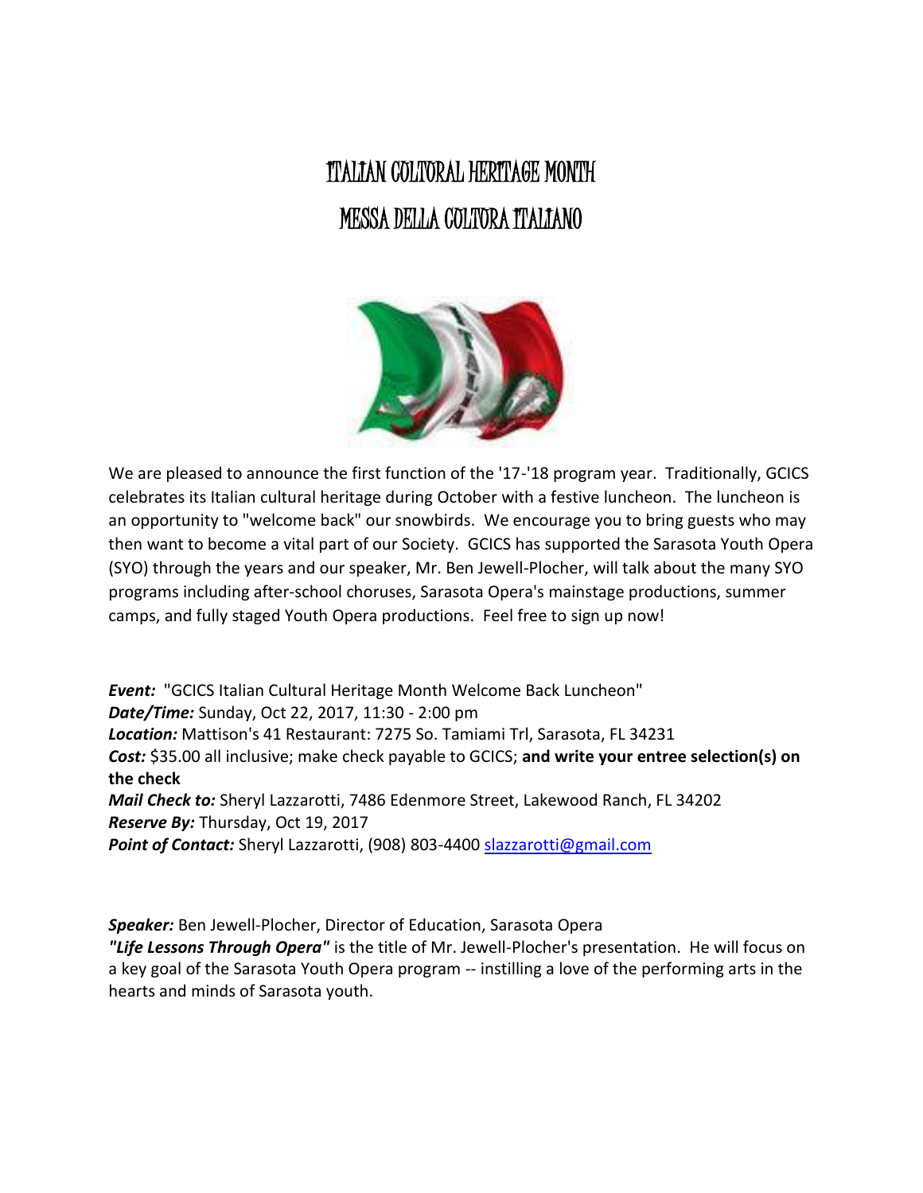# ITALIAN CULTURAL HERITAGE MONTH
# MESSA DELLA CULTURA ITALIANO

We are pleased to announce the first function of the '17-'18 program year. Traditionally, GCICS celebrates its Italian cultural heritage during October with a festive luncheon. The luncheon is an opportunity to "welcome back" our snowbirds. We encourage you to bring guests who may then want to become a vital part of our Society. GCICS has supported the Sarasota Youth Opera (SYO) through the years and our speaker, Mr. Ben Jewell-Plocher, will talk about the many SYO programs including after-school choruses, Sarasota Opera's mainstage productions, summer camps, and fully staged Youth Opera productions. Feel free to sign up now!

***Event:*** "GCICS Italian Cultural Heritage Month Welcome Back Luncheon"
***Date/Time:*** Sunday, Oct 22, 2017, 11:30 - 2:00 pm
***Location:*** Mattison's 41 Restaurant: 7275 So. Tamiami Trl, Sarasota, FL 34231
***Cost:*** $35.00 all inclusive; make check payable to GCICS; **and write your entree selection(s) on the check**
***Mail Check to:*** Sheryl Lazzarotti, 7486 Edenmore Street, Lakewood Ranch, FL 34202
***Reserve By:*** Thursday, Oct 19, 2017
***Point of Contact:*** Sheryl Lazzarotti, (908) 803-4400 slazzarotti@gmail.com

***Speaker:*** Ben Jewell-Plocher, Director of Education, Sarasota Opera
***"Life Lessons Through Opera"*** is the title of Mr. Jewell-Plocher's presentation. He will focus on a key goal of the Sarasota Youth Opera program -- instilling a love of the performing arts in the hearts and minds of Sarasota youth.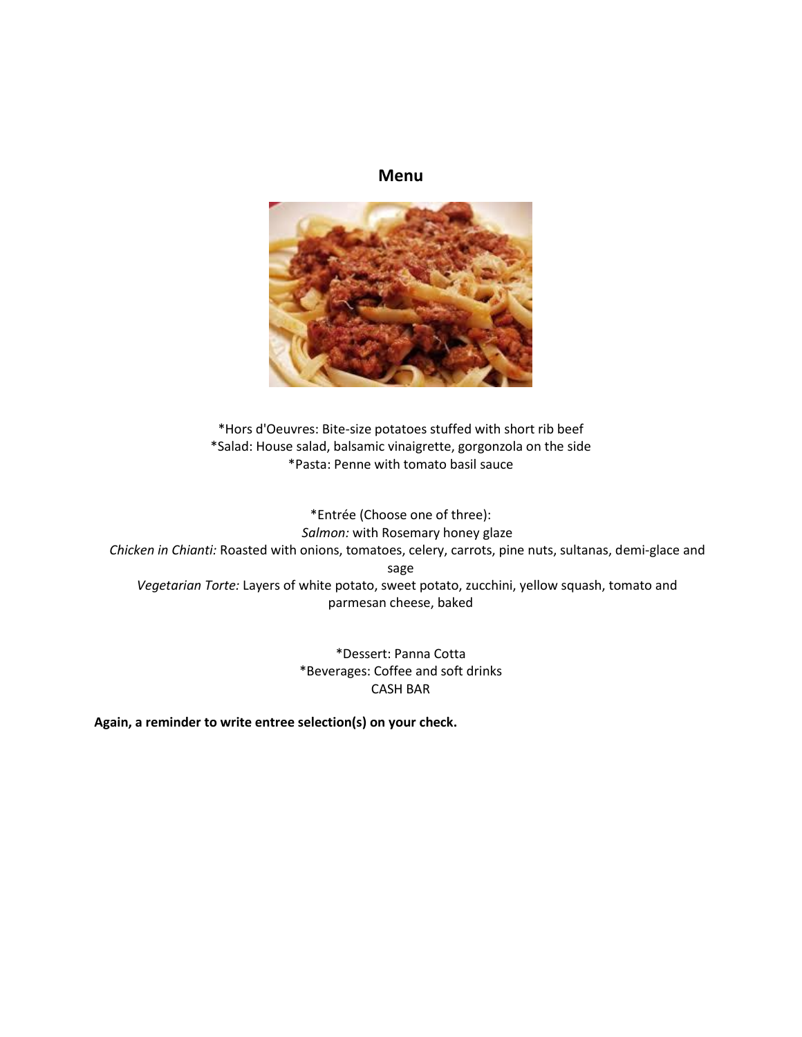## Menu

*Hors d'Oeuvres: Bite-size potatoes stuffed with short rib beef
*Salad: House salad, balsamic vinaigrette, gorgonzola on the side
*Pasta: Penne with tomato basil sauce

*Entrée (Choose one of three):
*Salmon:* with Rosemary honey glaze
*Chicken in Chianti:* Roasted with onions, tomatoes, celery, carrots, pine nuts, sultanas, demi-glace and sage
*Vegetarian Torte:* Layers of white potato, sweet potato, zucchini, yellow squash, tomato and parmesan cheese, baked

*Dessert: Panna Cotta
*Beverages: Coffee and soft drinks
CASH BAR

**Again, a reminder to write entree selection(s) on your check.**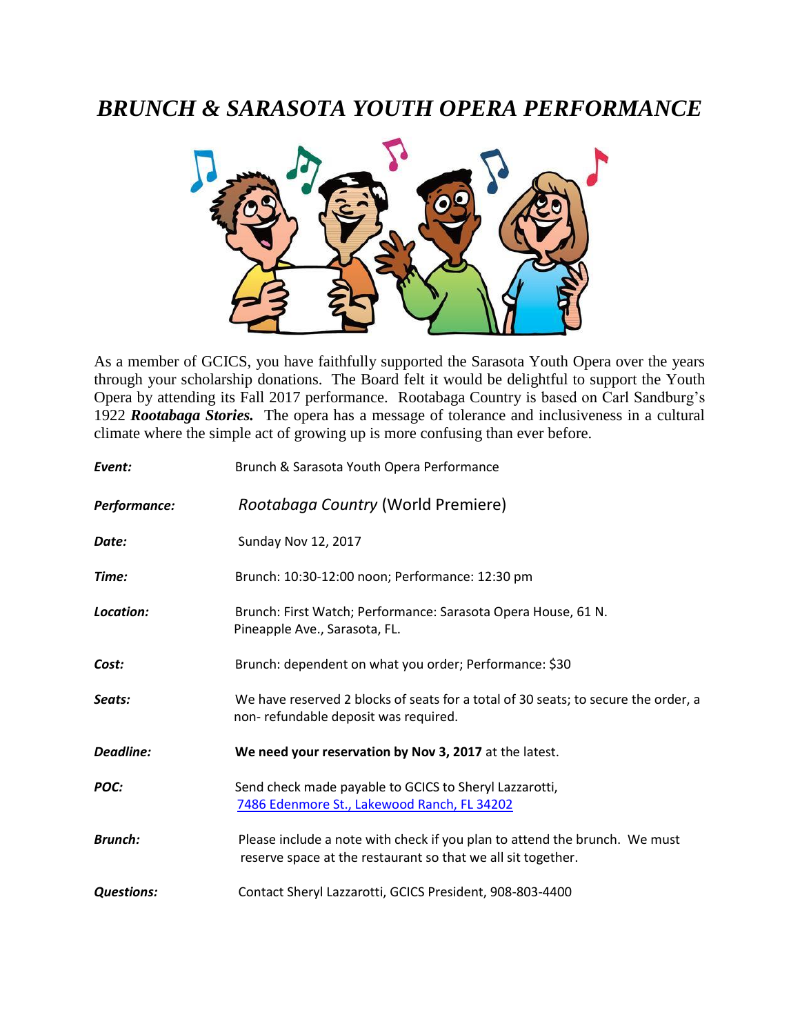# *BRUNCH & SARASOTA YOUTH OPERA PERFORMANCE*

As a member of GCICS, you have faithfully supported the Sarasota Youth Opera over the years through your scholarship donations. The Board felt it would be delightful to support the Youth Opera by attending its Fall 2017 performance. Rootabaga Country is based on Carl Sandburg's 1922 ***Rootabaga Stories.*** The opera has a message of tolerance and inclusiveness in a cultural climate where the simple act of growing up is more confusing than ever before.

***Event:*** Brunch & Sarasota Youth Opera Performance

***Performance:*** *Rootabaga Country* (World Premiere)

***Date:*** Sunday Nov 12, 2017

***Time:*** Brunch: 10:30-12:00 noon; Performance: 12:30 pm

***Location:*** Brunch: First Watch; Performance: Sarasota Opera House, 61 N. Pineapple Ave., Sarasota, FL.

***Cost:*** Brunch: dependent on what you order; Performance: $30

***Seats:*** We have reserved 2 blocks of seats for a total of 30 seats; to secure the order, a non- refundable deposit was required.

***Deadline:*** **We need your reservation by Nov 3, 2017** at the latest.

***POC:*** Send check made payable to GCICS to Sheryl Lazzarotti, 7486 Edenmore St., Lakewood Ranch, FL 34202

***Brunch:*** Please include a note with check if you plan to attend the brunch. We must reserve space at the restaurant so that we all sit together.

***Questions:*** Contact Sheryl Lazzarotti, GCICS President, 908-803-4400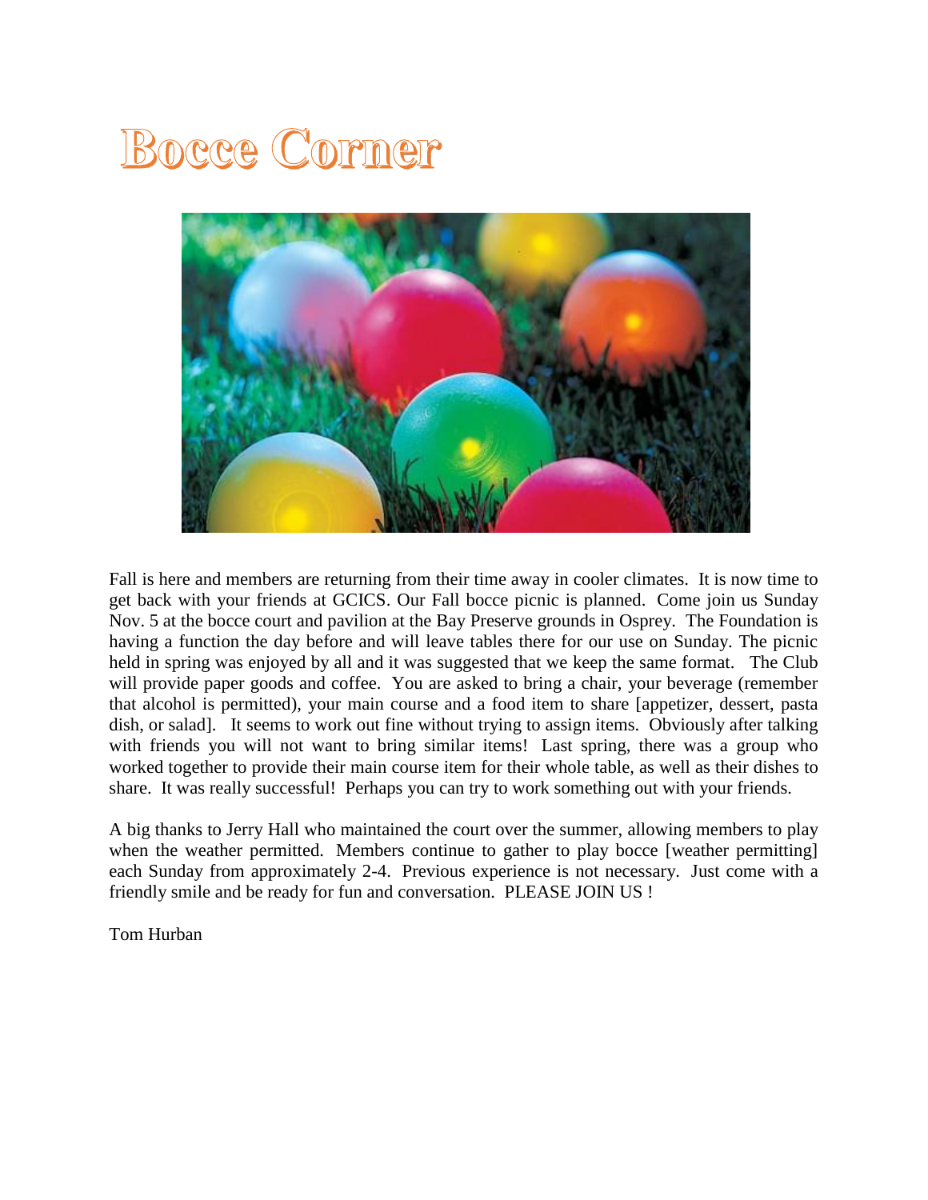# Bocce Corner

Fall is here and members are returning from their time away in cooler climates. It is now time to get back with your friends at GCICS. Our Fall bocce picnic is planned. Come join us Sunday Nov. 5 at the bocce court and pavilion at the Bay Preserve grounds in Osprey. The Foundation is having a function the day before and will leave tables there for our use on Sunday. The picnic held in spring was enjoyed by all and it was suggested that we keep the same format. The Club will provide paper goods and coffee. You are asked to bring a chair, your beverage (remember that alcohol is permitted), your main course and a food item to share [appetizer, dessert, pasta dish, or salad]. It seems to work out fine without trying to assign items. Obviously after talking with friends you will not want to bring similar items! Last spring, there was a group who worked together to provide their main course item for their whole table, as well as their dishes to share. It was really successful! Perhaps you can try to work something out with your friends.

A big thanks to Jerry Hall who maintained the court over the summer, allowing members to play when the weather permitted. Members continue to gather to play bocce [weather permitting] each Sunday from approximately 2-4. Previous experience is not necessary. Just come with a friendly smile and be ready for fun and conversation. PLEASE JOIN US !

Tom Hurban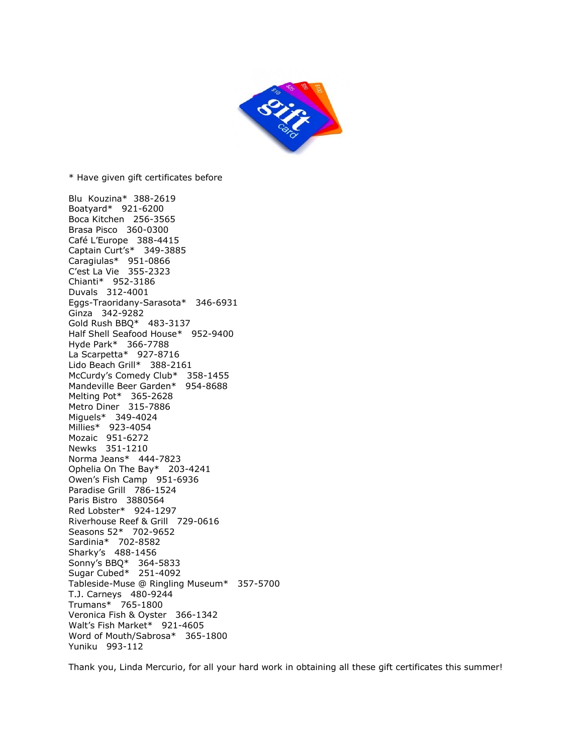\* Have given gift certificates before

Blu Kouzina* 388-2619
Boatyard* 921-6200
Boca Kitchen 256-3565
Brasa Pisco 360-0300
Café L'Europe 388-4415
Captain Curt's* 349-3885
Caragiulas* 951-0866
C'est La Vie 355-2323
Chianti* 952-3186
Duvals 312-4001
Eggs-Traoridany-Sarasota* 346-6931
Ginza 342-9282
Gold Rush BBQ* 483-3137
Half Shell Seafood House* 952-9400
Hyde Park* 366-7788
La Scarpetta* 927-8716
Lido Beach Grill* 388-2161
McCurdy's Comedy Club* 358-1455
Mandeville Beer Garden* 954-8688
Melting Pot* 365-2628
Metro Diner 315-7886
Miguels* 349-4024
Millies* 923-4054
Mozaic 951-6272
Newks 351-1210
Norma Jeans* 444-7823
Ophelia On The Bay* 203-4241
Owen's Fish Camp 951-6936
Paradise Grill 786-1524
Paris Bistro 3880564
Red Lobster* 924-1297
Riverhouse Reef & Grill 729-0616
Seasons 52* 702-9652
Sardinia* 702-8582
Sharky's 488-1456
Sonny's BBQ* 364-5833
Sugar Cubed* 251-4092
Tableside-Muse @ Ringling Museum* 357-5700
T.J. Carneys 480-9244
Trumans* 765-1800
Veronica Fish & Oyster 366-1342
Walt's Fish Market* 921-4605
Word of Mouth/Sabrosa* 365-1800
Yuniku 993-112

Thank you, Linda Mercurio, for all your hard work in obtaining all these gift certificates this summer!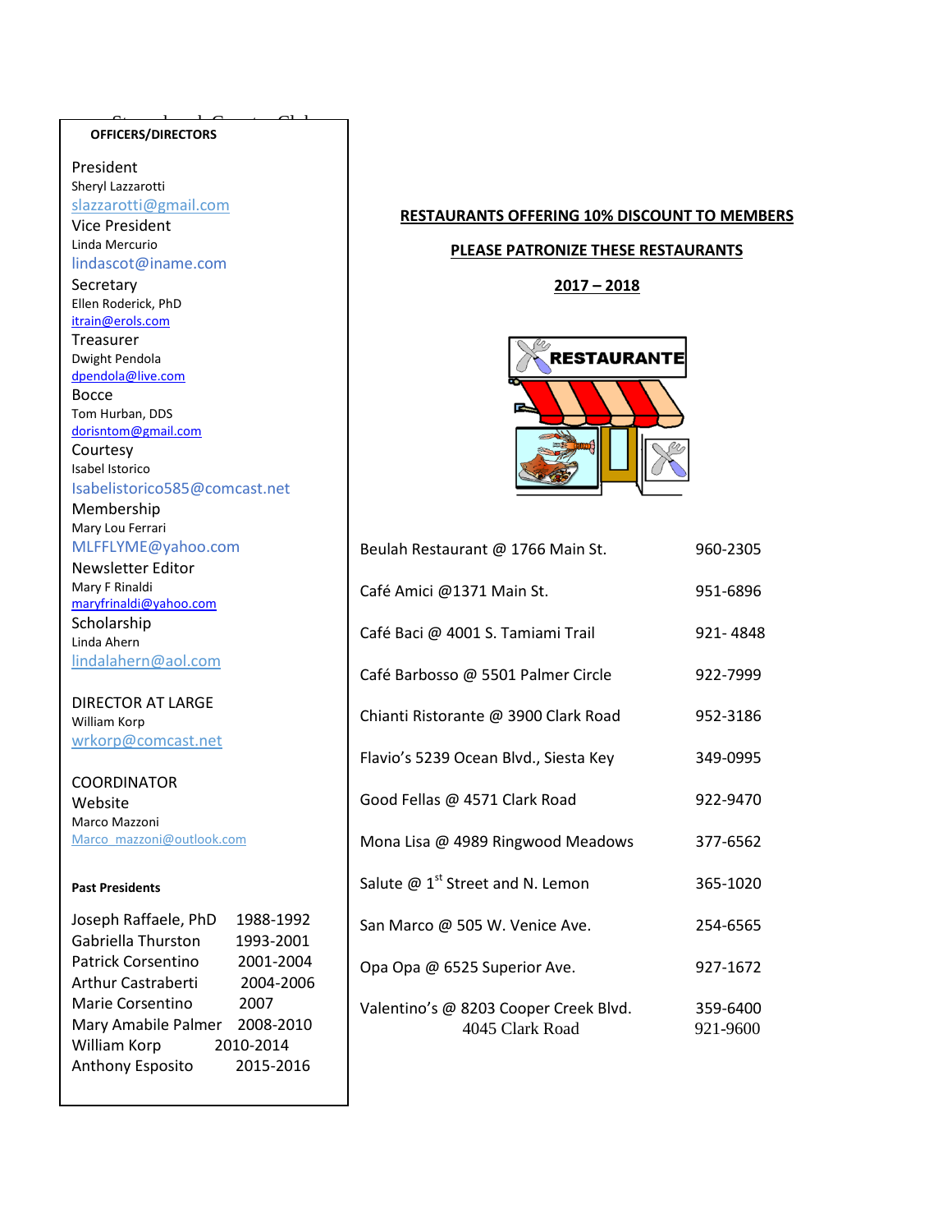## OFFICERS/DIRECTORS

President
Sheryl Lazzarotti
slazzarotti@gmail.com

Vice President
Linda Mercurio
lindascot@iname.com

Secretary
Ellen Roderick, PhD
itrain@erols.com

Treasurer
Dwight Pendola
dpendola@live.com

Bocce
Tom Hurban, DDS
dorisntom@gmail.com

Courtesy
Isabel Istorico
Isabelistorico585@comcast.net

Membership
Mary Lou Ferrari
MLFFLYME@yahoo.com

Newsletter Editor
Mary F Rinaldi
maryfrinaldi@yahoo.com

Scholarship
Linda Ahern
lindalahern@aol.com

DIRECTOR AT LARGE
William Korp
wrkorp@comcast.net

COORDINATOR
Website
Marco Mazzoni
Marco_mazzoni@outlook.com

**Past Presidents**

| | |
|---|---|
| Joseph Raffaele, PhD | 1988-1992 |
| Gabriella Thurston | 1993-2001 |
| Patrick Corsentino | 2001-2004 |
| Arthur Castraberti | 2004-2006 |
| Marie Corsentino | 2007 |
| Mary Amabile Palmer | 2008-2010 |
| William Korp | 2010-2014 |
| Anthony Esposito | 2015-2016 |

## RESTAURANTS OFFERING 10% DISCOUNT TO MEMBERS

## PLEASE PATRONIZE THESE RESTAURANTS

## 2017 – 2018

| | |
|---|---|
| Beulah Restaurant @ 1766 Main St. | 960-2305 |
| Café Amici @1371 Main St. | 951-6896 |
| Café Baci @ 4001 S. Tamiami Trail | 921- 4848 |
| Café Barbosso @ 5501 Palmer Circle | 922-7999 |
| Chianti Ristorante @ 3900 Clark Road | 952-3186 |
| Flavio's 5239 Ocean Blvd., Siesta Key | 349-0995 |
| Good Fellas @ 4571 Clark Road | 922-9470 |
| Mona Lisa @ 4989 Ringwood Meadows | 377-6562 |
| Salute @ 1st Street and N. Lemon | 365-1020 |
| San Marco @ 505 W. Venice Ave. | 254-6565 |
| Opa Opa @ 6525 Superior Ave. | 927-1672 |
| Valentino's @ 8203 Cooper Creek Blvd. | 359-6400 |
| 4045 Clark Road | 921-9600 |